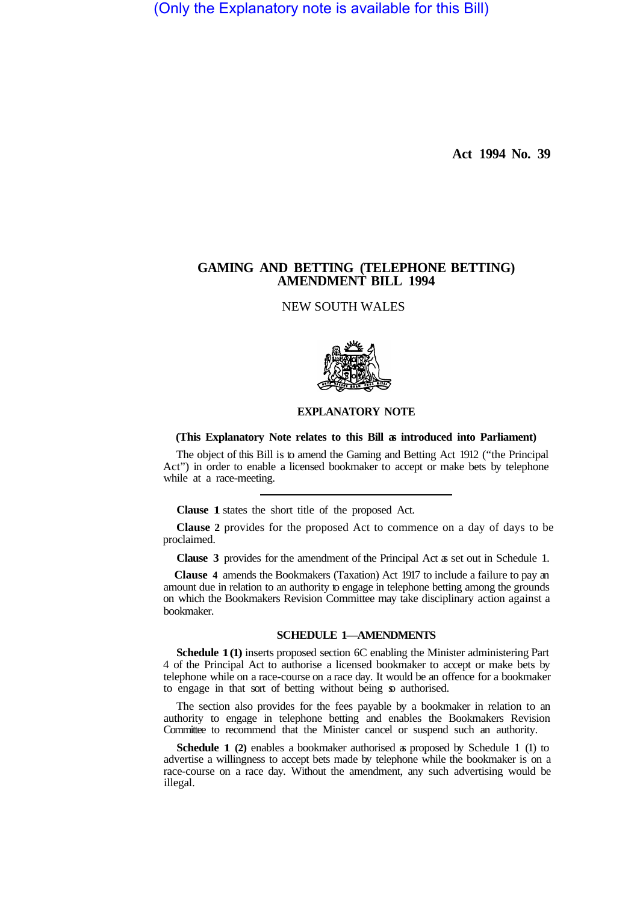(Only the Explanatory note is available for this Bill)

**Act 1994 No. 39**

# GAMING AND BETTING (TELEPHONE BETTING) AMENDMENT BILL 1994

NEW SOUTH WALES

## EXPLANATORY NOTE

**(This Explanatory Note relates to this Bill as introduced into Parliament)**

The object of this Bill is to amend the Gaming and Betting Act 1912 ("the Principal Act") in order to enable a licensed bookmaker to accept or make bets by telephone while at a race-meeting.

**Clause 1** states the short title of the proposed Act.

**Clause 2** provides for the proposed Act to commence on a day of days to be proclaimed.

**Clause 3** provides for the amendment of the Principal Act as set out in Schedule 1.

**Clause 4** amends the Bookmakers (Taxation) Act 1917 to include a failure to pay an amount due in relation to an authority to engage in telephone betting among the grounds on which the Bookmakers Revision Committee may take disciplinary action against a bookmaker.

### SCHEDULE 1—AMENDMENTS

**Schedule 1 (1)** inserts proposed section 6C enabling the Minister administering Part 4 of the Principal Act to authorise a licensed bookmaker to accept or make bets by telephone while on a race-course on a race day. It would be an offence for a bookmaker to engage in that sort of betting without being so authorised.

The section also provides for the fees payable by a bookmaker in relation to an authority to engage in telephone betting and enables the Bookmakers Revision Committee to recommend that the Minister cancel or suspend such an authority.

**Schedule 1 (2)** enables a bookmaker authorised as proposed by Schedule 1 (1) to advertise a willingness to accept bets made by telephone while the bookmaker is on a race-course on a race day. Without the amendment, any such advertising would be illegal.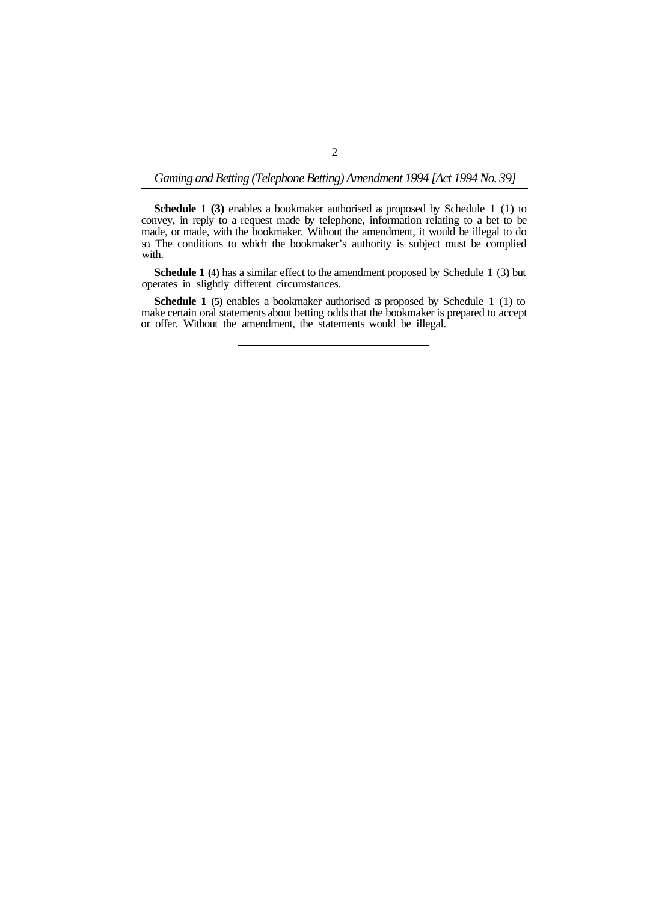**Schedule 1 (3)** enables a bookmaker authorised as proposed by Schedule 1 (1) to convey, in reply to a request made by telephone, information relating to a bet to be made, or made, with the bookmaker. Without the amendment, it would be illegal to do so. The conditions to which the bookmaker's authority is subject must be complied with.

**Schedule 1 (4)** has a similar effect to the amendment proposed by Schedule 1 (3) but operates in slightly different circumstances.

**Schedule 1 (5)** enables a bookmaker authorised as proposed by Schedule 1 (1) to make certain oral statements about betting odds that the bookmaker is prepared to accept or offer. Without the amendment, the statements would be illegal.